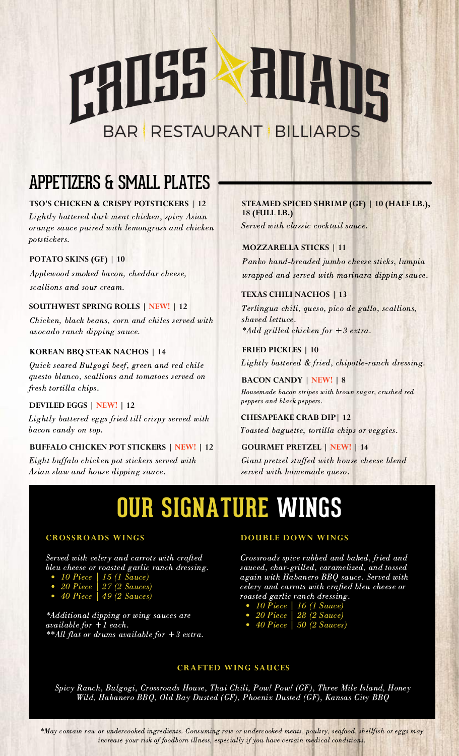# CROSS ROADS

BAR | RESTAURANT | BILLIARDS

## APPETIZERS & SMALL PLATES

**TSO'S CHICKEN & CRISPY POTSTICKERS | 12**

*Lightly battered dark meat chicken, spicy Asian orange sauce paired with lemongrass and chicken potstickers.*

**POTATO SKINS (GF) | 10**

*Applewood smoked bacon, cheddar cheese, scallions and sour cream.*

**SOUTHWEST SPRING ROLLS | NEW! | 12**

*Chicken, black beans, corn and chiles served with avocado ranch dipping sauce.*

**KOREAN BBQ STEAK NACHOS | 14**

*Quick seared Bulgogi beef, green and red chile queso blanco, scallions and tomatoes served on fresh tortilla chips.*

**DEVILED EGGS | NEW! | 12**

*Lightly battered eggs fried till crispy served with bacon candy on top.*

**BUFFALO CHICKEN POT STICKERS | NEW! | 12**

*Eight buffalo chicken pot stickers served with Asian slaw and house dipping sauce.*

**STEAMED SPICED SHRIMP (GF) | 10 (HALF LB.), 18 (FULL LB.)**

*Served with classic cocktail sauce.*

**MOZZARELLA STICKS | 11**

*Panko hand-breaded jumbo cheese sticks, lumpia wrapped and served with marinara dipping sauce.*

**TEXAS CHILI NACHOS | 13**

*Terlingua chili, queso, pico de gallo, scallions, shaved lettuce.*
*\*Add grilled chicken for +3 extra.*

**FRIED PICKLES | 10**

*Lightly battered & fried, chipotle-ranch dressing.*

**BACON CANDY | NEW! | 8**

*Housemade bacon stripes with brown sugar, crushed red peppers and black peppers.*

**CHESAPEAKE CRAB DIP| 12**

*Toasted baguette, tortilla chips or veggies.*

**GOURMET PRETZEL | NEW! | 14**

*Giant pretzel stuffed with house cheese blend served with homemade queso.*

## OUR SIGNATURE WINGS

### CROSSROADS WINGS

*Served with celery and carrots with crafted bleu cheese or roasted garlic ranch dressing.*

- *10 Piece | 15 (1 Sauce)*
- *20 Piece | 27 (2 Sauces)*
- *40 Piece | 49 (2 Sauces)*

*\*Additional dipping or wing sauces are available for +1 each.*
*\*\*All flat or drums available for +3 extra.*

### DOUBLE DOWN WINGS

*Crossroads spice rubbed and baked, fried and sauced, char-grilled, caramelized, and tossed again with Habanero BBQ sauce. Served with celery and carrots with crafted bleu cheese or roasted garlic ranch dressing.*

- *10 Piece | 16 (1 Sauce)*
- *20 Piece | 28 (2 Sauce)*
- *40 Piece | 50 (2 Sauces)*

### CRAFTED WING SAUCES

*Spicy Ranch, Bulgogi, Crossroads House, Thai Chili, Pow! Pow! (GF), Three Mile Island, Honey Wild, Habanero BBQ, Old Bay Dusted (GF), Phoenix Dusted (GF), Kansas City BBQ*

*\*May contain raw or undercooked ingredients. Consuming raw or undercooked meats, poultry, seafood, shellfish or eggs may increase your risk of foodborn illness, especially if you have certain medical conditions.*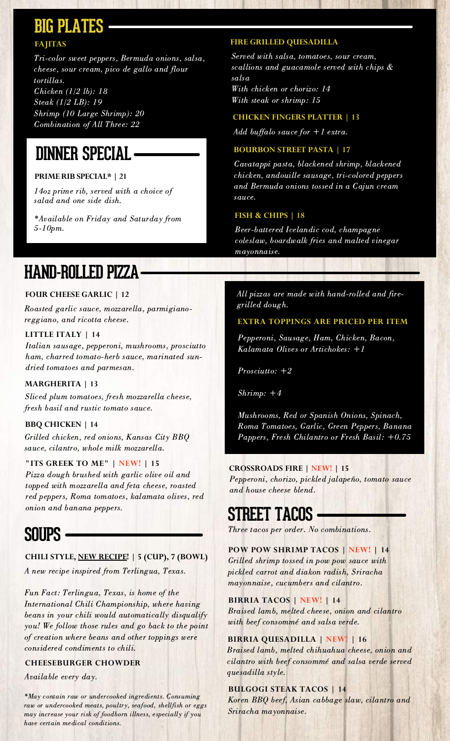# BIG PLATES

### FAJITAS

*Tri-color sweet peppers, Bermuda onions, salsa, cheese, sour cream, pico de gallo and flour tortillas.*
*Chicken (1/2 lb): 18*
*Steak (1/2 LB): 19*
*Shrimp (10 Large Shrimp): 20*
*Combination of All Three: 22*

### FIRE GRILLED QUESADILLA

*Served with salsa, tomatoes, sour cream, scallions and guacamole served with chips & salsa*
*With chicken or chorizo: 14*
*With steak or shrimp: 15*

### CHICKEN FINGERS PLATTER | 13

*Add buffalo sauce for +1 extra.*

### BOURBON STREET PASTA | 17

*Cavatappi pasta, blackened shrimp, blackened chicken, andouille sausage, tri-colored peppers and Bermuda onions tossed in a Cajun cream sauce.*

### FISH & CHIPS | 18

*Beer-battered Icelandic cod, champagne coleslaw, boardwalk fries and malted vinegar mayonnaise.*

# DINNER SPECIAL

### PRIME RIB SPECIAL* | 21

*14oz prime rib, served with a choice of salad and one side dish.*

**Available on Friday and Saturday from 5-10pm.*

# HAND-ROLLED PIZZA

### FOUR CHEESE GARLIC | 12

*Roasted garlic sauce, mozzarella, parmigiano-reggiano, and ricotta cheese.*

### LITTLE ITALY | 14

*Italian sausage, pepperoni, mushrooms, prosciutto ham, charred tomato-herb sauce, marinated sun-dried tomatoes and parmesan.*

### MARGHERITA | 13

*Sliced plum tomatoes, fresh mozzarella cheese, fresh basil and rustic tomato sauce.*

### BBQ CHICKEN | 14

*Grilled chicken, red onions, Kansas City BBQ sauce, cilantro, whole milk mozzarella.*

### "ITS GREEK TO ME" | NEW! | 15

*Pizza dough brushed with garlic olive oil and topped with mozzarella and feta cheese, roasted red peppers, Roma tomatoes, kalamata olives, red onion and banana peppers.*

*All pizzas are made with hand-rolled and fire-grilled dough.*

### EXTRA TOPPINGS ARE PRICED PER ITEM

*Pepperoni, Sausage, Ham, Chicken, Bacon, Kalamata Olives or Artichokes: +1*

*Prosciutto: +2*

*Shrimp: +4*

*Mushrooms, Red or Spanish Onions, Spinach, Roma Tomatoes, Garlic, Green Peppers, Banana Pappers, Fresh Chilantro or Fresh Basil: +0.75*

### CROSSROADS FIRE | NEW! | 15

*Pepperoni, chorizo, pickled jalapeño, tomato sauce and house cheese blend.*

# SOUPS

### CHILI STYLE, NEW RECIPE! | 5 (CUP), 7 (BOWL)

*A new recipe inspired from Terlingua, Texas.*

*Fun Fact: Terlingua, Texas, is home of the International Chili Championship, where having beans in your chili would automatically disqualify you! We follow those rules and go back to the point of creation where beans and other toppings were considered condiments to chili.*

### CHEESEBURGER CHOWDER

*Available every day.*

**May contain raw or undercooked ingredients. Consuming raw or undercooked meats, poultry, seafood, shellfish or eggs may increase your risk of foodborne illness, especially if you have certain medical conditions.*

# STREET TACOS

*Three tacos per order. No combinations.*

### POW POW SHRIMP TACOS | NEW! | 14

*Grilled shrimp tossed in pow pow sauce with pickled carrot and diakon radish, Sriracha mayonnaise, cucumbers and cilantro.*

### BIRRIA TACOS | NEW! | 14

*Braised lamb, melted cheese, onion and cilantro with beef consommé and salsa verde.*

### BIRRIA QUESADILLA | NEW! | 16

*Braised lamb, melted chihuahua cheese, onion and cilantro with beef consommé and salsa verde served quesadilla style.*

### BULGOGI STEAK TACOS | 14

*Koren BBQ beef, Asian cabbage slaw, cilantro and Sriracha mayonnaise.*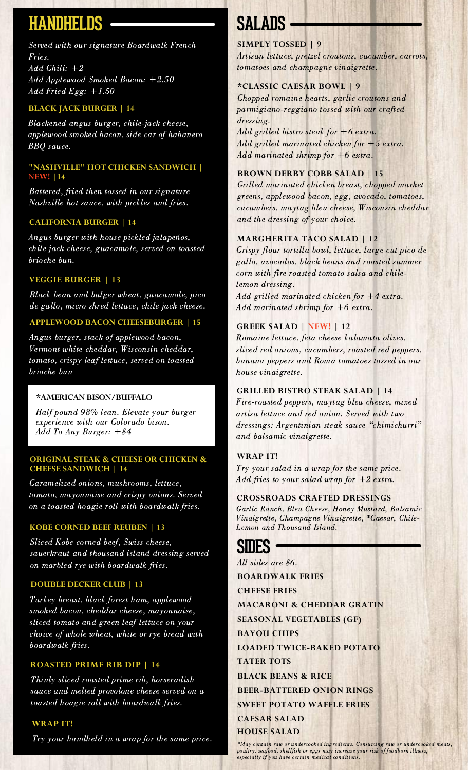# HANDHELDS

*Served with our signature Boardwalk French Fries.*
*Add Chili: +2*
*Add Applewood Smoked Bacon: +2.50*
*Add Fried Egg: +1.50*

### BLACK JACK BURGER | 14

*Blackened angus burger, chile-jack cheese, applewood smoked bacon, side car of habanero BBQ sauce.*

### "NASHVILLE" HOT CHICKEN SANDWICH | NEW! |14

*Battered, fried then tossed in our signature Nashville hot sauce, with pickles and fries.*

### CALIFORNIA BURGER | 14

*Angus burger with house pickled jalapeños, chile jack cheese, guacamole, served on toasted brioche bun.*

### VEGGIE BURGER | 13

*Black bean and bulger wheat, guacamole, pico de gallo, micro shred lettuce, chile jack cheese.*

### APPLEWOOD BACON CHEESEBURGER | 15

*Angus burger, stack of applewood bacon, Vermont white cheddar, Wisconsin cheddar, tomato, crispy leaf lettuce, served on toasted brioche bun*

### *AMERICAN BISON/BUFFALO

*Half pound 98% lean. Elevate your burger experience with our Colorado bison.*
*Add To Any Burger: +$4*

### ORIGINAL STEAK & CHEESE OR CHICKEN & CHEESE SANDWICH | 14

*Caramelized onions, mushrooms, lettuce, tomato, mayonnaise and crispy onions. Served on a toasted hoagie roll with boardwalk fries.*

### KOBE CORNED BEEF REUBEN | 13

*Sliced Kobe corned beef, Swiss cheese, sauerkraut and thousand island dressing served on marbled rye with boardwalk fries.*

### DOUBLE DECKER CLUB | 13

*Turkey breast, black forest ham, applewood smoked bacon, cheddar cheese, mayonnaise, sliced tomato and green leaf lettuce on your choice of whole wheat, white or rye bread with boardwalk fries.*

### ROASTED PRIME RIB DIP | 14

*Thinly sliced roasted prime rib, horseradish sauce and melted provolone cheese served on a toasted hoagie roll with boardwalk fries.*

### WRAP IT!

*Try your handheld in a wrap for the same price.*

# SALADS

### SIMPLY TOSSED | 9

*Artisan lettuce, pretzel croutons, cucumber, carrots, tomatoes and champagne vinaigrette.*

### *CLASSIC CAESAR BOWL | 9

*Chopped romaine hearts, garlic croutons and parmigiano-reggiano tossed with our crafted dressing.*
*Add grilled bistro steak for +6 extra.*
*Add grilled marinated chicken for +5 extra.*
*Add marinated shrimp for +6 extra.*

### BROWN DERBY COBB SALAD | 15

*Grilled marinated chicken breast, chopped market greens, applewood bacon, egg, avocado, tomatoes, cucumbers, maytag bleu cheese, Wisconsin cheddar and the dressing of your choice.*

### MARGHERITA TACO SALAD | 12

*Crispy flour tortilla bowl, lettuce, large cut pico de gallo, avocados, black beans and roasted summer corn with fire roasted tomato salsa and chile-lemon dressing.*
*Add grilled marinated chicken for +4 extra.*
*Add marinated shrimp for +6 extra.*

### GREEK SALAD | NEW! | 12

*Romaine lettuce, feta cheese kalamata olives, sliced red onions, cucumbers, roasted red peppers, banana peppers and Roma tomatoes tossed in our house vinaigrette.*

### GRILLED BISTRO STEAK SALAD | 14

*Fire-roasted peppers, maytag bleu cheese, mixed artisa lettuce and red onion. Served with two dressings: Argentinian steak sauce "chimichurri" and balsamic vinaigrette.*

### WRAP IT!

*Try your salad in a wrap for the same price.*
*Add fries to your salad wrap for +2 extra.*

### CROSSROADS CRAFTED DRESSINGS

*Garlic Ranch, Bleu Cheese, Honey Mustard, Balsamic Vinaigrette, Champagne Vinaigrette, *Caesar, Chile-Lemon and Thousand Island.*

# SIDES

*All sides are $6.*

**BOARDWALK FRIES**
**CHEESE FRIES**
**MACARONI & CHEDDAR GRATIN**
**SEASONAL VEGETABLES (GF)**
**BAYOU CHIPS**
**LOADED TWICE-BAKED POTATO**
**TATER TOTS**
**BLACK BEANS & RICE**
**BEER-BATTERED ONION RINGS**
**SWEET POTATO WAFFLE FRIES**
**CAESAR SALAD**
**HOUSE SALAD**

*\*May contain raw or undercooked ingredients. Consuming raw or undercooked meats, poultry, seafood, shellfish or eggs may increase your risk of foodborn illness, especially if you have certain medical conditions.*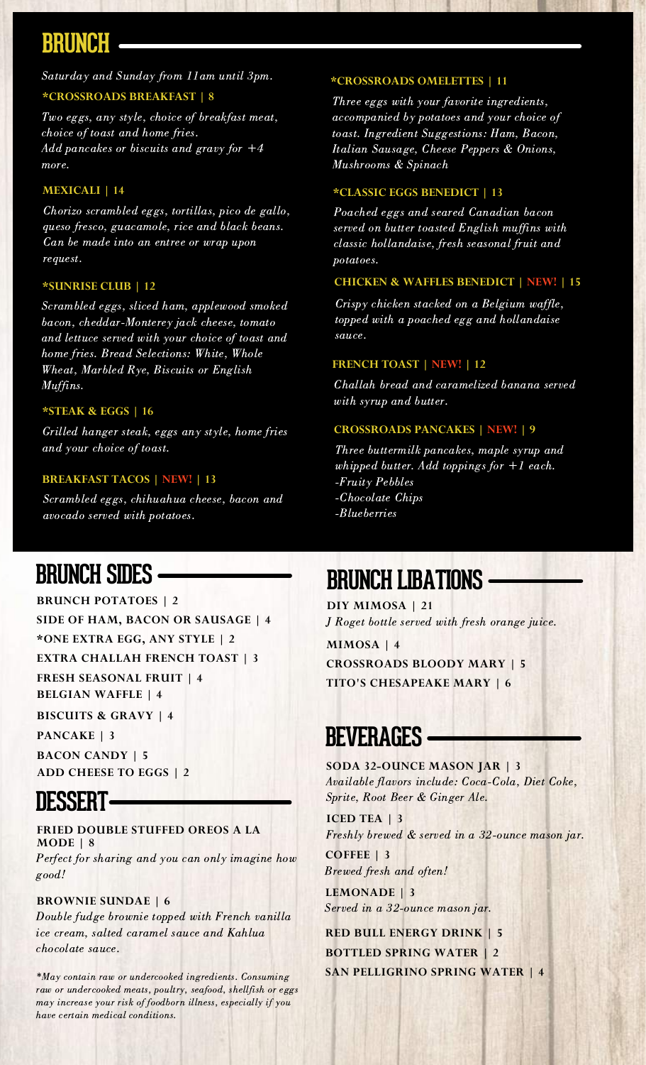# BRUNCH

*Saturday and Sunday from 11am until 3pm.*

### *CROSSROADS BREAKFAST | 8

*Two eggs, any style, choice of breakfast meat, choice of toast and home fries.*
*Add pancakes or biscuits and gravy for +4 more.*

### MEXICALI | 14

*Chorizo scrambled eggs, tortillas, pico de gallo, queso fresco, guacamole, rice and black beans. Can be made into an entree or wrap upon request.*

### *SUNRISE CLUB | 12

*Scrambled eggs, sliced ham, applewood smoked bacon, cheddar-Monterey jack cheese, tomato and lettuce served with your choice of toast and home fries. Bread Selections: White, Whole Wheat, Marbled Rye, Biscuits or English Muffins.*

### *STEAK & EGGS | 16

*Grilled hanger steak, eggs any style, home fries and your choice of toast.*

### BREAKFAST TACOS | NEW! | 13

*Scrambled eggs, chihuahua cheese, bacon and avocado served with potatoes.*

### *CROSSROADS OMELETTES | 11

*Three eggs with your favorite ingredients, accompanied by potatoes and your choice of toast. Ingredient Suggestions: Ham, Bacon, Italian Sausage, Cheese Peppers & Onions, Mushrooms & Spinach*

### *CLASSIC EGGS BENEDICT | 13

*Poached eggs and seared Canadian bacon served on butter toasted English muffins with classic hollandaise, fresh seasonal fruit and potatoes.*

### CHICKEN & WAFFLES BENEDICT | NEW! | 15

*Crispy chicken stacked on a Belgium waffle, topped with a poached egg and hollandaise sauce.*

### FRENCH TOAST | NEW! | 12

*Challah bread and caramelized banana served with syrup and butter.*

### CROSSROADS PANCAKES | NEW! | 9

*Three buttermilk pancakes, maple syrup and whipped butter. Add toppings for +1 each.*
*-Fruity Pebbles*
*-Chocolate Chips*
*-Blueberries*

# BRUNCH SIDES

**BRUNCH POTATOES | 2**

**SIDE OF HAM, BACON OR SAUSAGE | 4**

***ONE EXTRA EGG, ANY STYLE | 2**

**EXTRA CHALLAH FRENCH TOAST | 3**

**FRESH SEASONAL FRUIT | 4**

**BELGIAN WAFFLE | 4**

**BISCUITS & GRAVY | 4**

**PANCAKE | 3**

**BACON CANDY | 5**

**ADD CHEESE TO EGGS | 2**

# DESSERT

**FRIED DOUBLE STUFFED OREOS A LA MODE | 8**
*Perfect for sharing and you can only imagine how good!*

**BROWNIE SUNDAE | 6**
*Double fudge brownie topped with French vanilla ice cream, salted caramel sauce and Kahlua chocolate sauce.*

*\*May contain raw or undercooked ingredients. Consuming raw or undercooked meats, poultry, seafood, shellfish or eggs may increase your risk of foodborne illness, especially if you have certain medical conditions.*

# BRUNCH LIBATIONS

**DIY MIMOSA | 21**
*J Roget bottle served with fresh orange juice.*

**MIMOSA | 4**

**CROSSROADS BLOODY MARY | 5**

**TITO'S CHESAPEAKE MARY | 6**

# BEVERAGES

**SODA 32-OUNCE MASON JAR | 3**
*Available flavors include: Coca-Cola, Diet Coke, Sprite, Root Beer & Ginger Ale.*

**ICED TEA | 3**
*Freshly brewed & served in a 32-ounce mason jar.*

**COFFEE | 3**
*Brewed fresh and often!*

**LEMONADE | 3**
*Served in a 32-ounce mason jar.*

**RED BULL ENERGY DRINK | 5**

**BOTTLED SPRING WATER | 2**

**SAN PELLIGRINO SPRING WATER | 4**